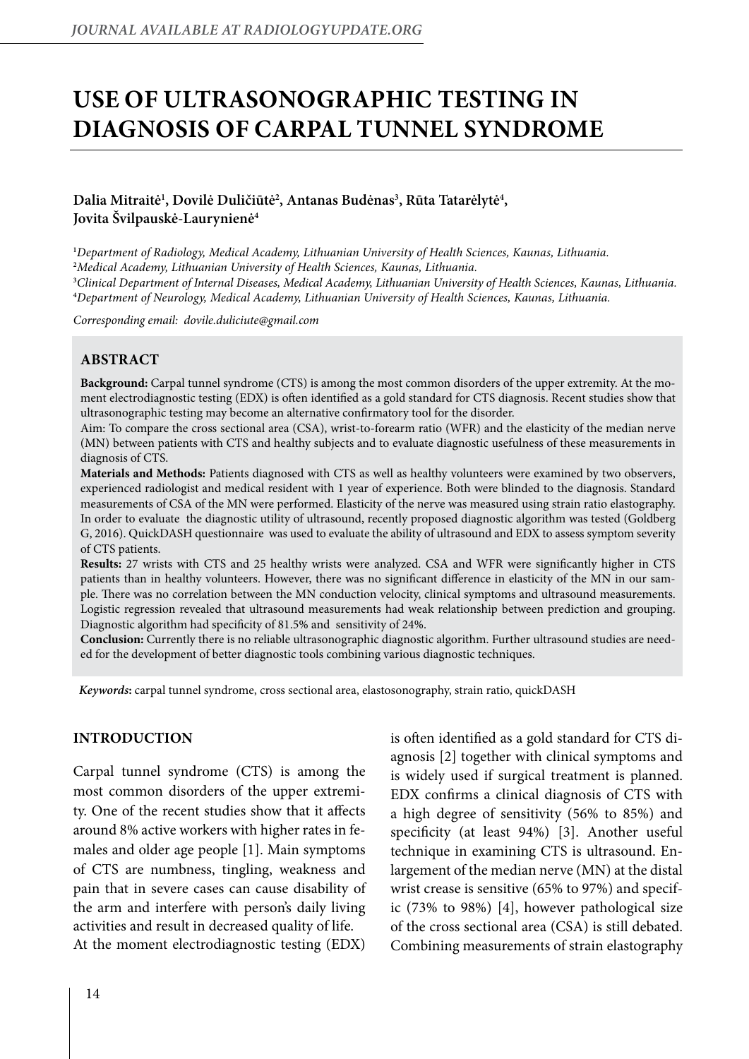# USE OF ULTRASONOGRAPHIC TESTING IN DIAGNOSIS OF CARPAL TUNNEL SYNDROME

**Dalia Mitraitė[1], Dovilė Duličiūtė[2], Antanas Budėnas[3], Rūta Tatarėlytė[4], Jovita Švilpauskė-Laurynienė[4]**

[1]*Department of Radiology, Medical Academy, Lithuanian University of Health Sciences, Kaunas, Lithuania.*
[2]*Medical Academy, Lithuanian University of Health Sciences, Kaunas, Lithuania.*
[3]*Clinical Department of Internal Diseases, Medical Academy, Lithuanian University of Health Sciences, Kaunas, Lithuania.*
[4]*Department of Neurology, Medical Academy, Lithuanian University of Health Sciences, Kaunas, Lithuania.*

*Corresponding email: dovile.duliciute@gmail.com*

## ABSTRACT

**Background:** Carpal tunnel syndrome (CTS) is among the most common disorders of the upper extremity. At the moment electrodiagnostic testing (EDX) is often identified as a gold standard for CTS diagnosis. Recent studies show that ultrasonographic testing may become an alternative confirmatory tool for the disorder.

Aim: To compare the cross sectional area (CSA), wrist-to-forearm ratio (WFR) and the elasticity of the median nerve (MN) between patients with CTS and healthy subjects and to evaluate diagnostic usefulness of these measurements in diagnosis of CTS.

**Materials and Methods:** Patients diagnosed with CTS as well as healthy volunteers were examined by two observers, experienced radiologist and medical resident with 1 year of experience. Both were blinded to the diagnosis. Standard measurements of CSA of the MN were performed. Elasticity of the nerve was measured using strain ratio elastography. In order to evaluate the diagnostic utility of ultrasound, recently proposed diagnostic algorithm was tested (Goldberg G, 2016). QuickDASH questionnaire was used to evaluate the ability of ultrasound and EDX to assess symptom severity of CTS patients.

**Results:** 27 wrists with CTS and 25 healthy wrists were analyzed. CSA and WFR were significantly higher in CTS patients than in healthy volunteers. However, there was no significant difference in elasticity of the MN in our sample. There was no correlation between the MN conduction velocity, clinical symptoms and ultrasound measurements. Logistic regression revealed that ultrasound measurements had weak relationship between prediction and grouping. Diagnostic algorithm had specificity of 81.5% and sensitivity of 24%.

**Conclusion:** Currently there is no reliable ultrasonographic diagnostic algorithm. Further ultrasound studies are needed for the development of better diagnostic tools combining various diagnostic techniques.

***Keywords*:** carpal tunnel syndrome, cross sectional area, elastosonography, strain ratio, quickDASH

## INTRODUCTION

Carpal tunnel syndrome (CTS) is among the most common disorders of the upper extremity. One of the recent studies show that it affects around 8% active workers with higher rates in females and older age people [1]. Main symptoms of CTS are numbness, tingling, weakness and pain that in severe cases can cause disability of the arm and interfere with person's daily living activities and result in decreased quality of life.

At the moment electrodiagnostic testing (EDX) is often identified as a gold standard for CTS diagnosis [2] together with clinical symptoms and is widely used if surgical treatment is planned. EDX confirms a clinical diagnosis of CTS with a high degree of sensitivity (56% to 85%) and specificity (at least 94%) [3]. Another useful technique in examining CTS is ultrasound. Enlargement of the median nerve (MN) at the distal wrist crease is sensitive (65% to 97%) and specific (73% to 98%) [4], however pathological size of the cross sectional area (CSA) is still debated. Combining measurements of strain elastography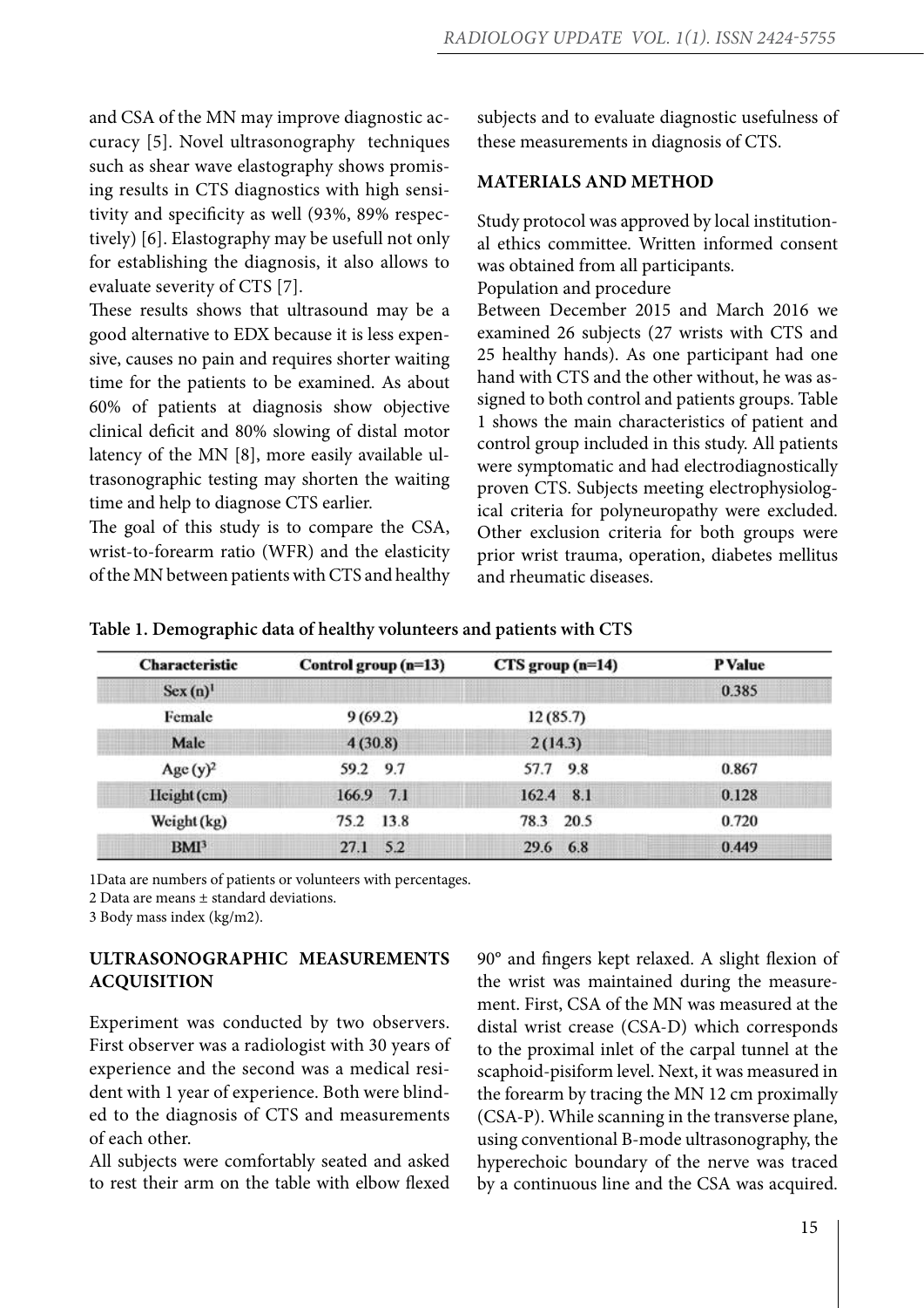and CSA of the MN may improve diagnostic accuracy [5]. Novel ultrasonography techniques such as shear wave elastography shows promising results in CTS diagnostics with high sensitivity and specificity as well (93%, 89% respectively) [6]. Elastography may be usefull not only for establishing the diagnosis, it also allows to evaluate severity of CTS [7].

These results shows that ultrasound may be a good alternative to EDX because it is less expensive, causes no pain and requires shorter waiting time for the patients to be examined. As about 60% of patients at diagnosis show objective clinical deficit and 80% slowing of distal motor latency of the MN [8], more easily available ultrasonographic testing may shorten the waiting time and help to diagnose CTS earlier.

The goal of this study is to compare the CSA, wrist-to-forearm ratio (WFR) and the elasticity of the MN between patients with CTS and healthy subjects and to evaluate diagnostic usefulness of these measurements in diagnosis of CTS.

## MATERIALS AND METHOD

Study protocol was approved by local institutional ethics committee. Written informed consent was obtained from all participants.

Population and procedure

Between December 2015 and March 2016 we examined 26 subjects (27 wrists with CTS and 25 healthy hands). As one participant had one hand with CTS and the other without, he was assigned to both control and patients groups. Table 1 shows the main characteristics of patient and control group included in this study. All patients were symptomatic and had electrodiagnostically proven CTS. Subjects meeting electrophysiological criteria for polyneuropathy were excluded. Other exclusion criteria for both groups were prior wrist trauma, operation, diabetes mellitus and rheumatic diseases.

**Table 1. Demographic data of healthy volunteers and patients with CTS**

| Characteristic | Control group (n=13) | CTS group (n=14) | P Value |
|---|---|---|---|
| Sex (n)[1] | | | 0.385 |
| Female | 9 (69.2) | 12 (85.7) | |
| Male | 4 (30.8) | 2 (14.3) | |
| Age (y)[2] | 59.2 9.7 | 57.7 9.8 | 0.867 |
| Height (cm) | 166.9 7.1 | 162.4 8.1 | 0.128 |
| Weight (kg) | 75.2 13.8 | 78.3 20.5 | 0.720 |
| BMI[3] | 27.1 5.2 | 29.6 6.8 | 0.449 |

1Data are numbers of patients or volunteers with percentages.

2 Data are means ± standard deviations.

3 Body mass index (kg/m2).

## ULTRASONOGRAPHIC MEASUREMENTS ACQUISITION

Experiment was conducted by two observers. First observer was a radiologist with 30 years of experience and the second was a medical resident with 1 year of experience. Both were blinded to the diagnosis of CTS and measurements of each other.

All subjects were comfortably seated and asked to rest their arm on the table with elbow flexed 90° and fingers kept relaxed. A slight flexion of the wrist was maintained during the measurement. First, CSA of the MN was measured at the distal wrist crease (CSA-D) which corresponds to the proximal inlet of the carpal tunnel at the scaphoid-pisiform level. Next, it was measured in the forearm by tracing the MN 12 cm proximally (CSA-P). While scanning in the transverse plane, using conventional B-mode ultrasonography, the hyperechoic boundary of the nerve was traced by a continuous line and the CSA was acquired.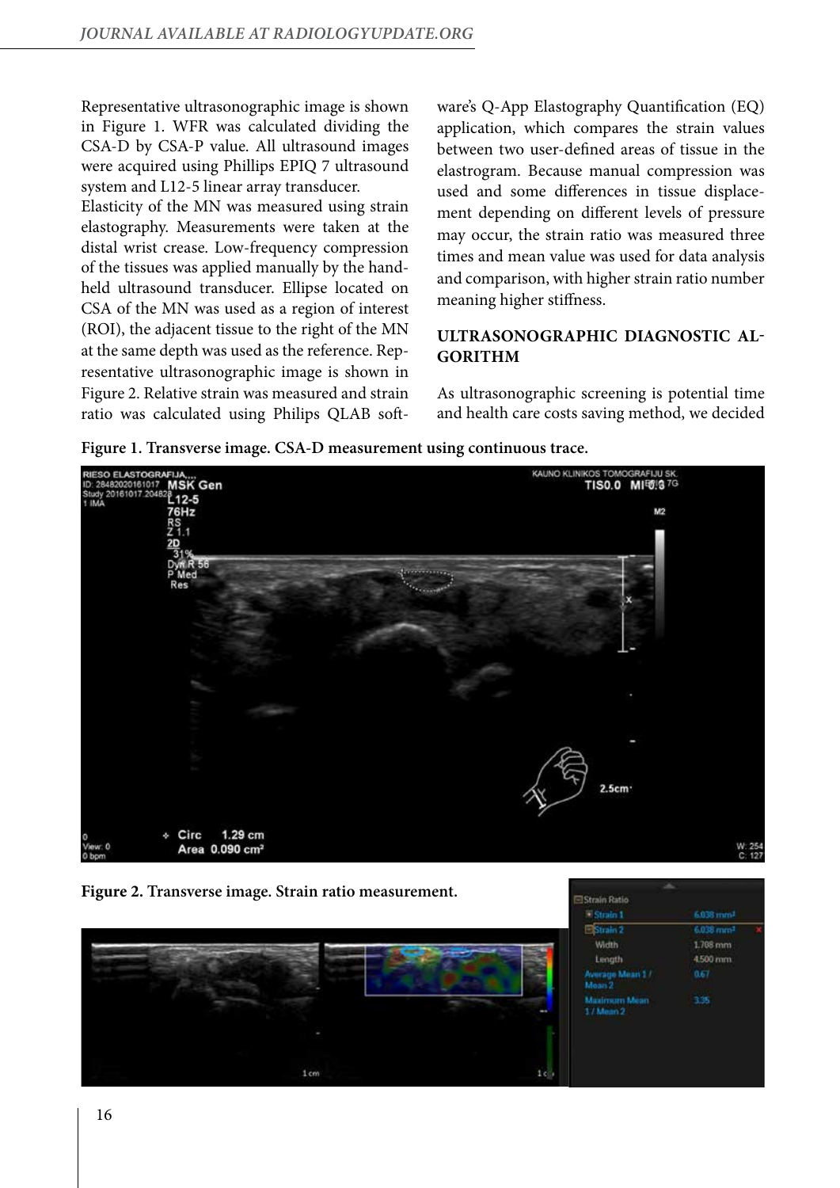Representative ultrasonographic image is shown in Figure 1. WFR was calculated dividing the CSA-D by CSA-P value. All ultrasound images were acquired using Phillips EPIQ 7 ultrasound system and L12-5 linear array transducer.

Elasticity of the MN was measured using strain elastography. Measurements were taken at the distal wrist crease. Low-frequency compression of the tissues was applied manually by the hand-held ultrasound transducer. Ellipse located on CSA of the MN was used as a region of interest (ROI), the adjacent tissue to the right of the MN at the same depth was used as the reference. Representative ultrasonographic image is shown in Figure 2. Relative strain was measured and strain ratio was calculated using Philips QLAB software's Q-App Elastography Quantification (EQ) application, which compares the strain values between two user-defined areas of tissue in the elastrogram. Because manual compression was used and some differences in tissue displacement depending on different levels of pressure may occur, the strain ratio was measured three times and mean value was used for data analysis and comparison, with higher strain ratio number meaning higher stiffness.

## ULTRASONOGRAPHIC DIAGNOSTIC ALGORITHM

As ultrasonographic screening is potential time and health care costs saving method, we decided

**Figure 1. Transverse image. CSA-D measurement using continuous trace.**

**Figure 2. Transverse image. Strain ratio measurement.**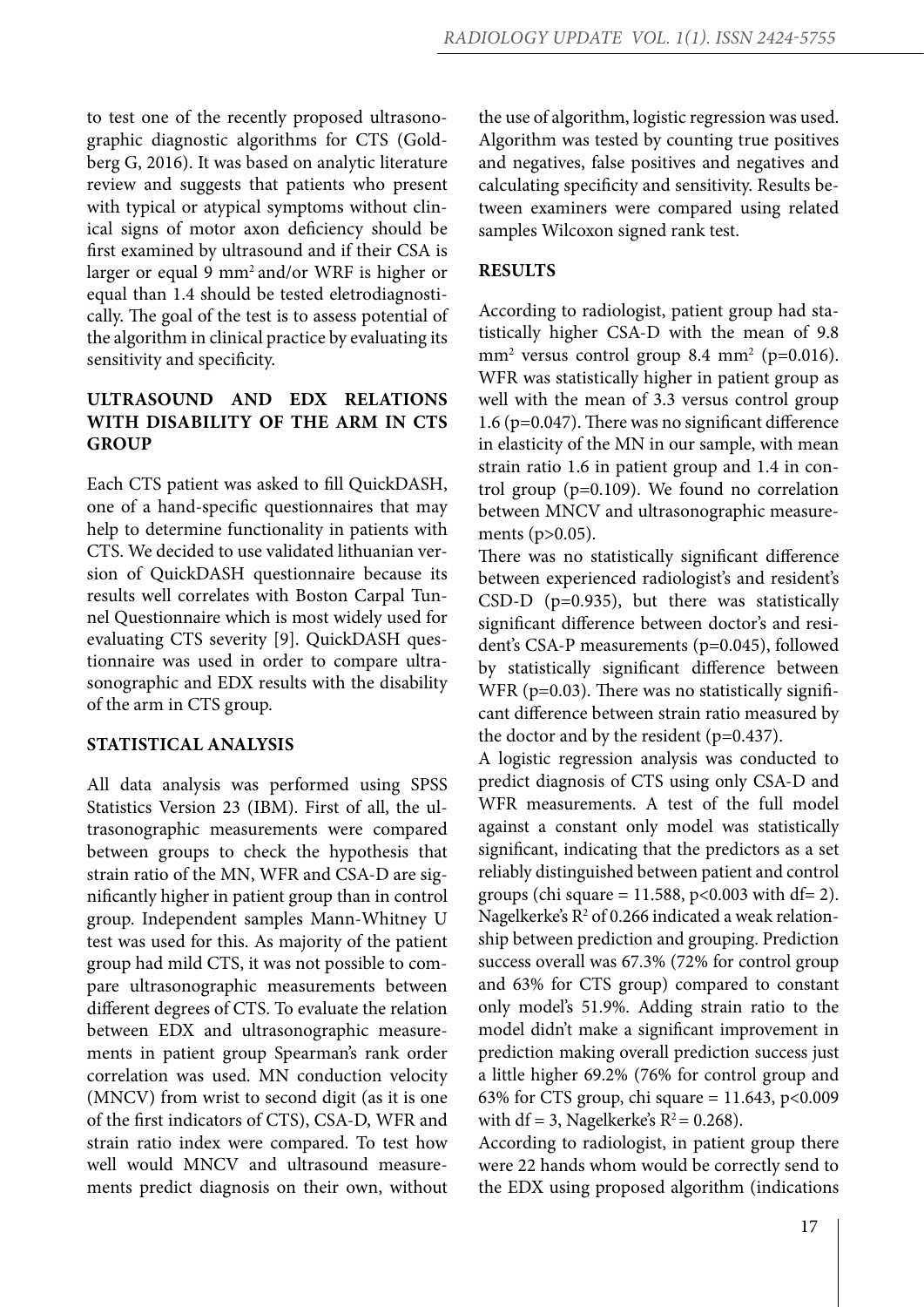to test one of the recently proposed ultrasonographic diagnostic algorithms for CTS (Goldberg G, 2016). It was based on analytic literature review and suggests that patients who present with typical or atypical symptoms without clinical signs of motor axon deficiency should be first examined by ultrasound and if their CSA is larger or equal 9 mm$^2$ and/or WRF is higher or equal than 1.4 should be tested eletrodiagnostically. The goal of the test is to assess potential of the algorithm in clinical practice by evaluating its sensitivity and specificity.

## ULTRASOUND AND EDX RELATIONS WITH DISABILITY OF THE ARM IN CTS GROUP

Each CTS patient was asked to fill QuickDASH, one of a hand-specific questionnaires that may help to determine functionality in patients with CTS. We decided to use validated lithuanian version of QuickDASH questionnaire because its results well correlates with Boston Carpal Tunnel Questionnaire which is most widely used for evaluating CTS severity [9]. QuickDASH questionnaire was used in order to compare ultrasonographic and EDX results with the disability of the arm in CTS group.

## STATISTICAL ANALYSIS

All data analysis was performed using SPSS Statistics Version 23 (IBM). First of all, the ultrasonographic measurements were compared between groups to check the hypothesis that strain ratio of the MN, WFR and CSA-D are significantly higher in patient group than in control group. Independent samples Mann-Whitney U test was used for this. As majority of the patient group had mild CTS, it was not possible to compare ultrasonographic measurements between different degrees of CTS. To evaluate the relation between EDX and ultrasonographic measurements in patient group Spearman's rank order correlation was used. MN conduction velocity (MNCV) from wrist to second digit (as it is one of the first indicators of CTS), CSA-D, WFR and strain ratio index were compared. To test how well would MNCV and ultrasound measurements predict diagnosis on their own, without the use of algorithm, logistic regression was used. Algorithm was tested by counting true positives and negatives, false positives and negatives and calculating specificity and sensitivity. Results between examiners were compared using related samples Wilcoxon signed rank test.

## RESULTS

According to radiologist, patient group had statistically higher CSA-D with the mean of 9.8 mm$^2$ versus control group 8.4 mm$^2$ ($p=0.016$). WFR was statistically higher in patient group as well with the mean of 3.3 versus control group 1.6 ($p=0.047$). There was no significant difference in elasticity of the MN in our sample, with mean strain ratio 1.6 in patient group and 1.4 in control group ($p=0.109$). We found no correlation between MNCV and ultrasonographic measurements ($p>0.05$).

There was no statistically significant difference between experienced radiologist's and resident's CSD-D ($p=0.935$), but there was statistically significant difference between doctor's and resident's CSA-P measurements ($p=0.045$), followed by statistically significant difference between WFR ($p=0.03$). There was no statistically significant difference between strain ratio measured by the doctor and by the resident ($p=0.437$).

A logistic regression analysis was conducted to predict diagnosis of CTS using only CSA-D and WFR measurements. A test of the full model against a constant only model was statistically significant, indicating that the predictors as a set reliably distinguished between patient and control groups (chi square = 11.588, $p<0.003$ with df= 2). Nagelkerke's $R^2$ of 0.266 indicated a weak relationship between prediction and grouping. Prediction success overall was 67.3% (72% for control group and 63% for CTS group) compared to constant only model's 51.9%. Adding strain ratio to the model didn't make a significant improvement in prediction making overall prediction success just a little higher 69.2% (76% for control group and 63% for CTS group, chi square = 11.643, $p<0.009$ with df = 3, Nagelkerke's $R^2 = 0.268$).

According to radiologist, in patient group there were 22 hands whom would be correctly send to the EDX using proposed algorithm (indications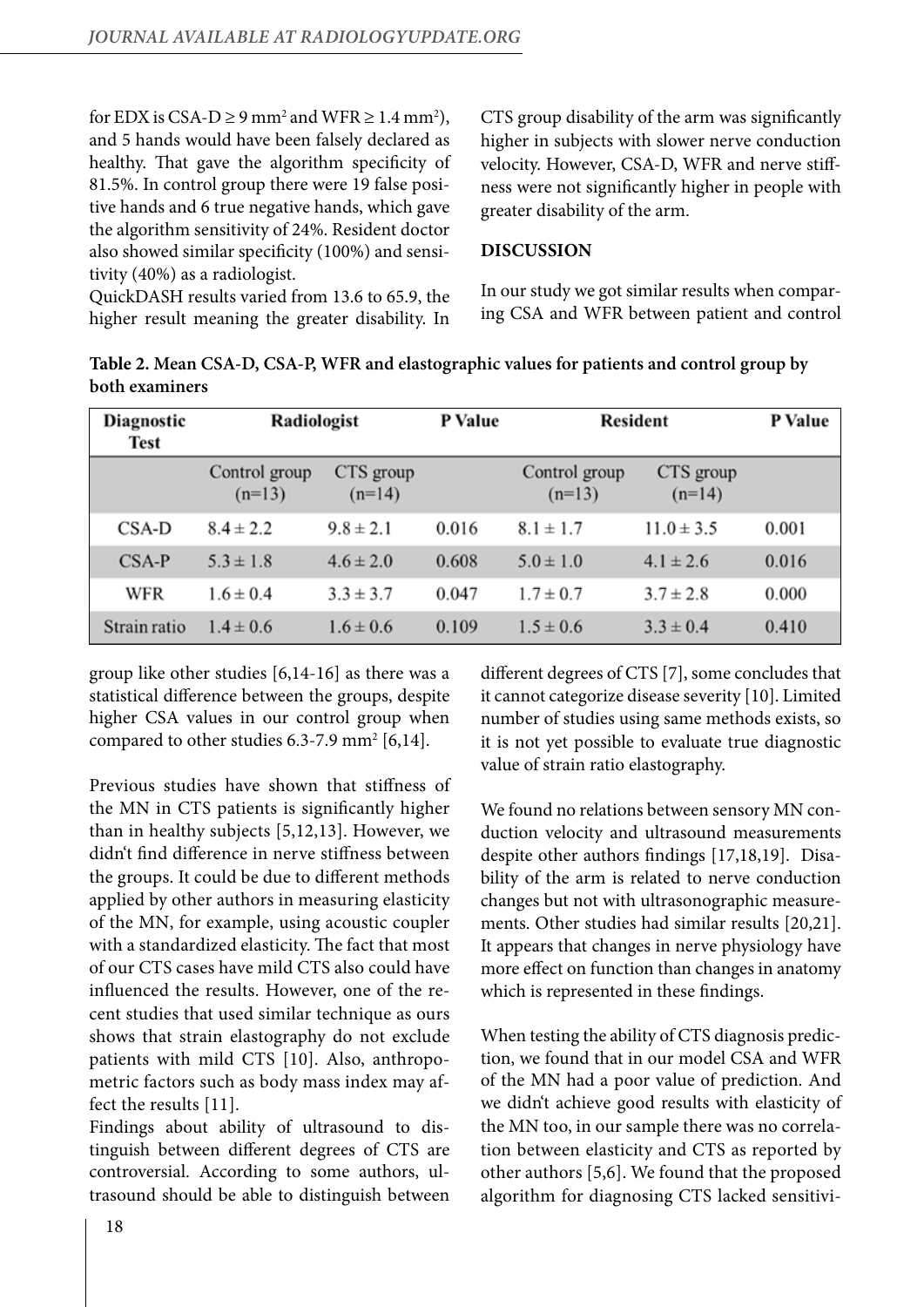for EDX is CSA-D ≥ 9 mm$^2$ and WFR ≥ 1.4 mm$^2$), and 5 hands would have been falsely declared as healthy. That gave the algorithm specificity of 81.5%. In control group there were 19 false positive hands and 6 true negative hands, which gave the algorithm sensitivity of 24%. Resident doctor also showed similar specificity (100%) and sensitivity (40%) as a radiologist.

QuickDASH results varied from 13.6 to 65.9, the higher result meaning the greater disability. In CTS group disability of the arm was significantly higher in subjects with slower nerve conduction velocity. However, CSA-D, WFR and nerve stiffness were not significantly higher in people with greater disability of the arm.

## DISCUSSION

In our study we got similar results when comparing CSA and WFR between patient and control group like other studies [6,14-16] as there was a statistical difference between the groups, despite higher CSA values in our control group when compared to other studies 6.3-7.9 mm$^2$ [6,14].

**Table 2. Mean CSA-D, CSA-P, WFR and elastographic values for patients and control group by both examiners**

| Diagnostic Test | Radiologist | | P Value | Resident | | P Value |
|---|---|---|---|---|---|---|
| | Control group (n=13) | CTS group (n=14) | | Control group (n=13) | CTS group (n=14) | |
| CSA-D | 8.4 ± 2.2 | 9.8 ± 2.1 | 0.016 | 8.1 ± 1.7 | 11.0 ± 3.5 | 0.001 |
| CSA-P | 5.3 ± 1.8 | 4.6 ± 2.0 | 0.608 | 5.0 ± 1.0 | 4.1 ± 2.6 | 0.016 |
| WFR | 1.6 ± 0.4 | 3.3 ± 3.7 | 0.047 | 1.7 ± 0.7 | 3.7 ± 2.8 | 0.000 |
| Strain ratio | 1.4 ± 0.6 | 1.6 ± 0.6 | 0.109 | 1.5 ± 0.6 | 3.3 ± 0.4 | 0.410 |

Previous studies have shown that stiffness of the MN in CTS patients is significantly higher than in healthy subjects [5,12,13]. However, we didn't find difference in nerve stiffness between the groups. It could be due to different methods applied by other authors in measuring elasticity of the MN, for example, using acoustic coupler with a standardized elasticity. The fact that most of our CTS cases have mild CTS also could have influenced the results. However, one of the recent studies that used similar technique as ours shows that strain elastography do not exclude patients with mild CTS [10]. Also, anthropometric factors such as body mass index may affect the results [11].

Findings about ability of ultrasound to distinguish between different degrees of CTS are controversial. According to some authors, ultrasound should be able to distinguish between different degrees of CTS [7], some concludes that it cannot categorize disease severity [10]. Limited number of studies using same methods exists, so it is not yet possible to evaluate true diagnostic value of strain ratio elastography.

We found no relations between sensory MN conduction velocity and ultrasound measurements despite other authors findings [17,18,19]. Disability of the arm is related to nerve conduction changes but not with ultrasonographic measurements. Other studies had similar results [20,21]. It appears that changes in nerve physiology have more effect on function than changes in anatomy which is represented in these findings.

When testing the ability of CTS diagnosis prediction, we found that in our model CSA and WFR of the MN had a poor value of prediction. And we didn't achieve good results with elasticity of the MN too, in our sample there was no correlation between elasticity and CTS as reported by other authors [5,6]. We found that the proposed algorithm for diagnosing CTS lacked sensitivi-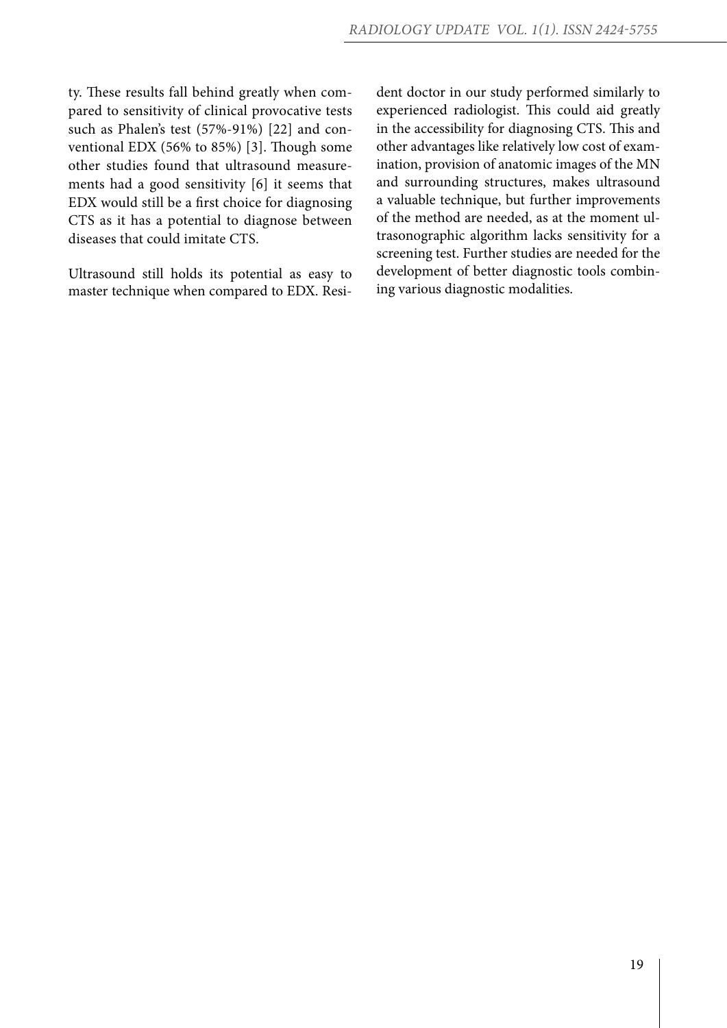ty. These results fall behind greatly when compared to sensitivity of clinical provocative tests such as Phalen's test (57%-91%) [22] and conventional EDX (56% to 85%) [3]. Though some other studies found that ultrasound measurements had a good sensitivity [6] it seems that EDX would still be a first choice for diagnosing CTS as it has a potential to diagnose between diseases that could imitate CTS.

Ultrasound still holds its potential as easy to master technique when compared to EDX. Resident doctor in our study performed similarly to experienced radiologist. This could aid greatly in the accessibility for diagnosing CTS. This and other advantages like relatively low cost of examination, provision of anatomic images of the MN and surrounding structures, makes ultrasound a valuable technique, but further improvements of the method are needed, as at the moment ultrasonographic algorithm lacks sensitivity for a screening test. Further studies are needed for the development of better diagnostic tools combining various diagnostic modalities.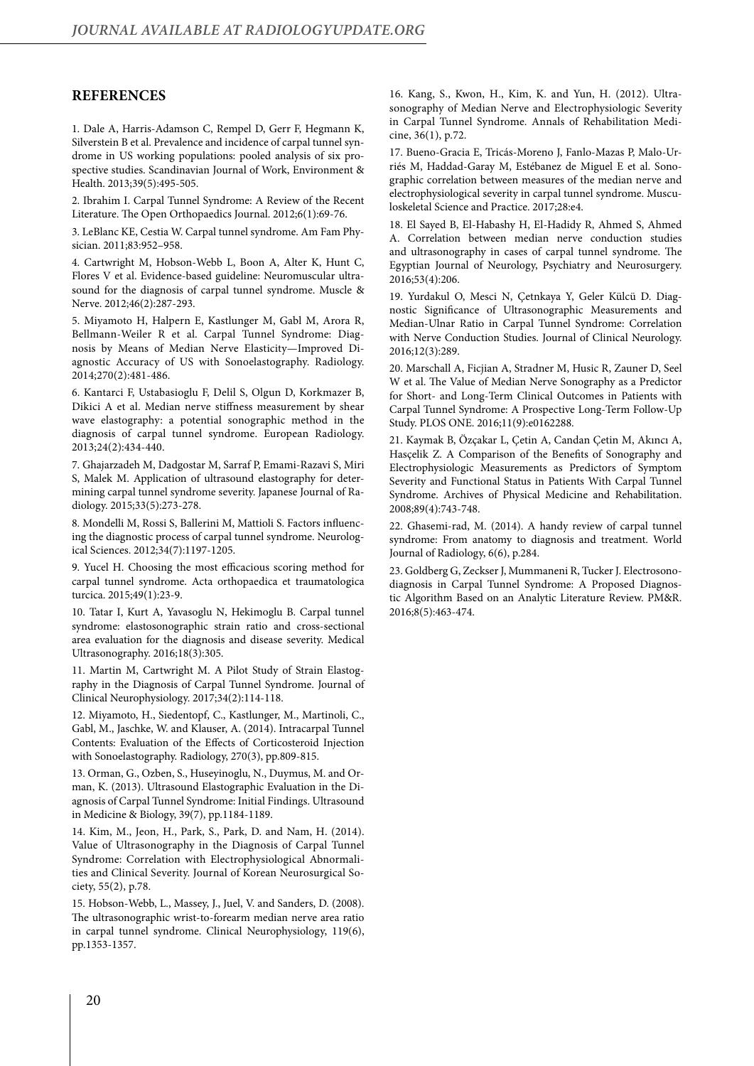## REFERENCES

1. Dale A, Harris-Adamson C, Rempel D, Gerr F, Hegmann K, Silverstein B et al. Prevalence and incidence of carpal tunnel syndrome in US working populations: pooled analysis of six prospective studies. Scandinavian Journal of Work, Environment & Health. 2013;39(5):495-505.

2. Ibrahim I. Carpal Tunnel Syndrome: A Review of the Recent Literature. The Open Orthopaedics Journal. 2012;6(1):69-76.

3. LeBlanc KE, Cestia W. Carpal tunnel syndrome. Am Fam Physician. 2011;83:952–958.

4. Cartwright M, Hobson-Webb L, Boon A, Alter K, Hunt C, Flores V et al. Evidence-based guideline: Neuromuscular ultrasound for the diagnosis of carpal tunnel syndrome. Muscle & Nerve. 2012;46(2):287-293.

5. Miyamoto H, Halpern E, Kastlunger M, Gabl M, Arora R, Bellmann-Weiler R et al. Carpal Tunnel Syndrome: Diagnosis by Means of Median Nerve Elasticity—Improved Diagnostic Accuracy of US with Sonoelastography. Radiology. 2014;270(2):481-486.

6. Kantarci F, Ustabasioglu F, Delil S, Olgun D, Korkmazer B, Dikici A et al. Median nerve stiffness measurement by shear wave elastography: a potential sonographic method in the diagnosis of carpal tunnel syndrome. European Radiology. 2013;24(2):434-440.

7. Ghajarzadeh M, Dadgostar M, Sarraf P, Emami-Razavi S, Miri S, Malek M. Application of ultrasound elastography for determining carpal tunnel syndrome severity. Japanese Journal of Radiology. 2015;33(5):273-278.

8. Mondelli M, Rossi S, Ballerini M, Mattioli S. Factors influencing the diagnostic process of carpal tunnel syndrome. Neurological Sciences. 2012;34(7):1197-1205.

9. Yucel H. Choosing the most efficacious scoring method for carpal tunnel syndrome. Acta orthopaedica et traumatologica turcica. 2015;49(1):23-9.

10. Tatar I, Kurt A, Yavasoglu N, Hekimoglu B. Carpal tunnel syndrome: elastosonographic strain ratio and cross-sectional area evaluation for the diagnosis and disease severity. Medical Ultrasonography. 2016;18(3):305.

11. Martin M, Cartwright M. A Pilot Study of Strain Elastography in the Diagnosis of Carpal Tunnel Syndrome. Journal of Clinical Neurophysiology. 2017;34(2):114-118.

12. Miyamoto, H., Siedentopf, C., Kastlunger, M., Martinoli, C., Gabl, M., Jaschke, W. and Klauser, A. (2014). Intracarpal Tunnel Contents: Evaluation of the Effects of Corticosteroid Injection with Sonoelastography. Radiology, 270(3), pp.809-815.

13. Orman, G., Ozben, S., Huseyinoglu, N., Duymus, M. and Orman, K. (2013). Ultrasound Elastographic Evaluation in the Diagnosis of Carpal Tunnel Syndrome: Initial Findings. Ultrasound in Medicine & Biology, 39(7), pp.1184-1189.

14. Kim, M., Jeon, H., Park, S., Park, D. and Nam, H. (2014). Value of Ultrasonography in the Diagnosis of Carpal Tunnel Syndrome: Correlation with Electrophysiological Abnormalities and Clinical Severity. Journal of Korean Neurosurgical Society, 55(2), p.78.

15. Hobson-Webb, L., Massey, J., Juel, V. and Sanders, D. (2008). The ultrasonographic wrist-to-forearm median nerve area ratio in carpal tunnel syndrome. Clinical Neurophysiology, 119(6), pp.1353-1357.

16. Kang, S., Kwon, H., Kim, K. and Yun, H. (2012). Ultrasonography of Median Nerve and Electrophysiologic Severity in Carpal Tunnel Syndrome. Annals of Rehabilitation Medicine, 36(1), p.72.

17. Bueno-Gracia E, Tricás-Moreno J, Fanlo-Mazas P, Malo-Urriés M, Haddad-Garay M, Estébanez de Miguel E et al. Sonographic correlation between measures of the median nerve and electrophysiological severity in carpal tunnel syndrome. Musculoskeletal Science and Practice. 2017;28:e4.

18. El Sayed B, El-Habashy H, El-Hadidy R, Ahmed S, Ahmed A. Correlation between median nerve conduction studies and ultrasonography in cases of carpal tunnel syndrome. The Egyptian Journal of Neurology, Psychiatry and Neurosurgery. 2016;53(4):206.

19. Yurdakul O, Mesci N, Çetnkaya Y, Geler Külcü D. Diagnostic Significance of Ultrasonographic Measurements and Median-Ulnar Ratio in Carpal Tunnel Syndrome: Correlation with Nerve Conduction Studies. Journal of Clinical Neurology. 2016;12(3):289.

20. Marschall A, Ficjian A, Stradner M, Husic R, Zauner D, Seel W et al. The Value of Median Nerve Sonography as a Predictor for Short- and Long-Term Clinical Outcomes in Patients with Carpal Tunnel Syndrome: A Prospective Long-Term Follow-Up Study. PLOS ONE. 2016;11(9):e0162288.

21. Kaymak B, Özçakar L, Çetin A, Candan Çetin M, Akıncı A, Hasçelik Z. A Comparison of the Benefits of Sonography and Electrophysiologic Measurements as Predictors of Symptom Severity and Functional Status in Patients With Carpal Tunnel Syndrome. Archives of Physical Medicine and Rehabilitation. 2008;89(4):743-748.

22. Ghasemi-rad, M. (2014). A handy review of carpal tunnel syndrome: From anatomy to diagnosis and treatment. World Journal of Radiology, 6(6), p.284.

23. Goldberg G, Zeckser J, Mummaneni R, Tucker J. Electrosonodiagnosis in Carpal Tunnel Syndrome: A Proposed Diagnostic Algorithm Based on an Analytic Literature Review. PM&R. 2016;8(5):463-474.